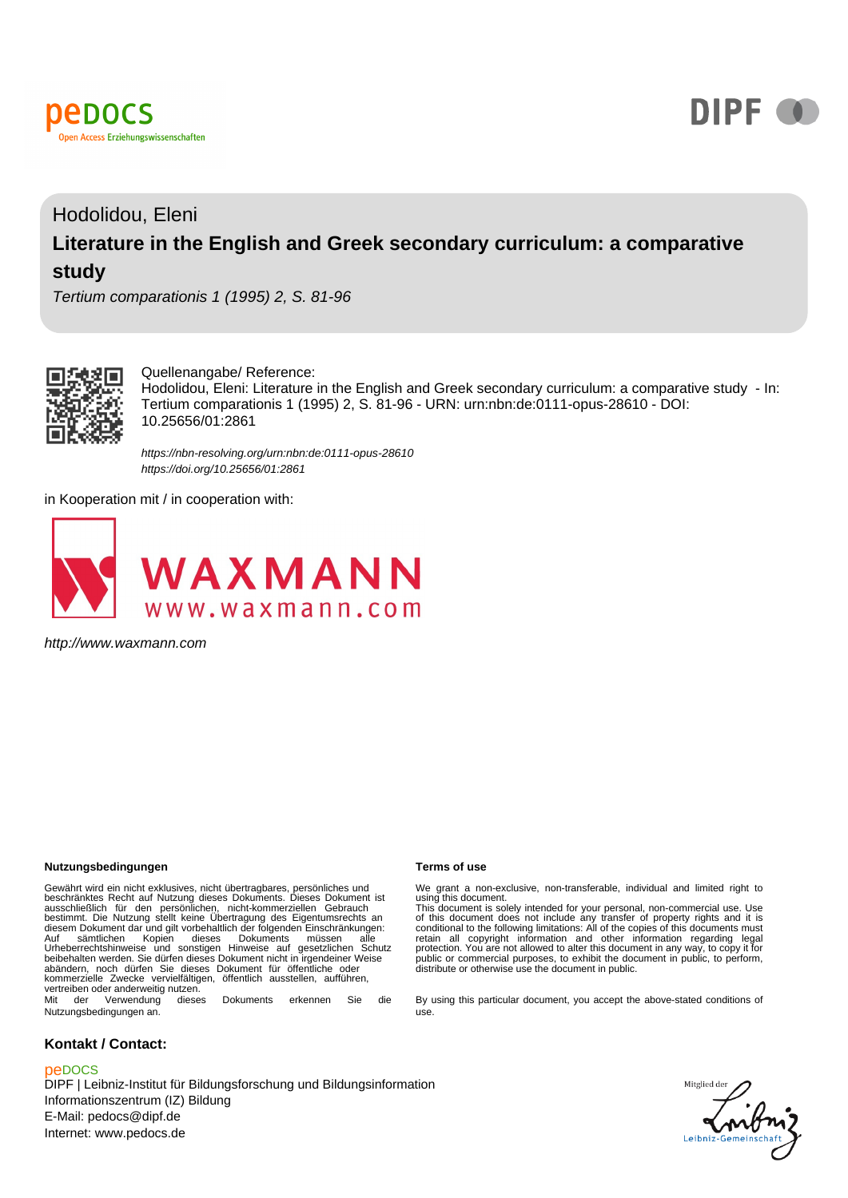Hodolidou, Eleni

# Literature in the English and Greek secondary curriculum: a comparative study

*Tertium comparationis 1 (1995) 2, S. 81-96*

Quellenangabe/ Reference:
Hodolidou, Eleni: Literature in the English and Greek secondary curriculum: a comparative study - In: Tertium comparationis 1 (1995) 2, S. 81-96 - URN: urn:nbn:de:0111-opus-28610 - DOI: 10.25656/01:2861

*https://nbn-resolving.org/urn:nbn:de:0111-opus-28610*
*https://doi.org/10.25656/01:2861*

in Kooperation mit / in cooperation with:

*http://www.waxmann.com*

**Nutzungsbedingungen**

Gewährt wird ein nicht exklusives, nicht übertragbares, persönliches und beschränktes Recht auf Nutzung dieses Dokuments. Dieses Dokument ist ausschließlich für den persönlichen, nicht-kommerziellen Gebrauch bestimmt. Die Nutzung stellt keine Übertragung des Eigentumsrechts an diesem Dokument dar und gilt vorbehaltlich der folgenden Einschränkungen: Auf sämtlichen Kopien dieses Dokuments müssen alle Urheberrechtshinweise und sonstigen Hinweise auf gesetzlichen Schutz beibehalten werden. Sie dürfen dieses Dokument nicht in irgendeiner Weise abändern, noch dürfen Sie dieses Dokument für öffentliche oder kommerzielle Zwecke vervielfältigen, öffentlich ausstellen, aufführen, vertreiben oder anderweitig nutzen.
Mit der Verwendung dieses Dokuments erkennen Sie die Nutzungsbedingungen an.

**Terms of use**

We grant a non-exclusive, non-transferable, individual and limited right to using this document.
This document is solely intended for your personal, non-commercial use. Use of this document does not include any transfer of property rights and it is conditional to the following limitations: All of the copies of this documents must retain all copyright information and other information regarding legal protection. You are not allowed to alter this document in any way, to copy it for public or commercial purposes, to exhibit the document in public, to perform, distribute or otherwise use the document in public.

By using this particular document, you accept the above-stated conditions of use.

**Kontakt / Contact:**

peDOCS
DIPF | Leibniz-Institut für Bildungsforschung und Bildungsinformation
Informationszentrum (IZ) Bildung
E-Mail: pedocs@dipf.de
Internet: www.pedocs.de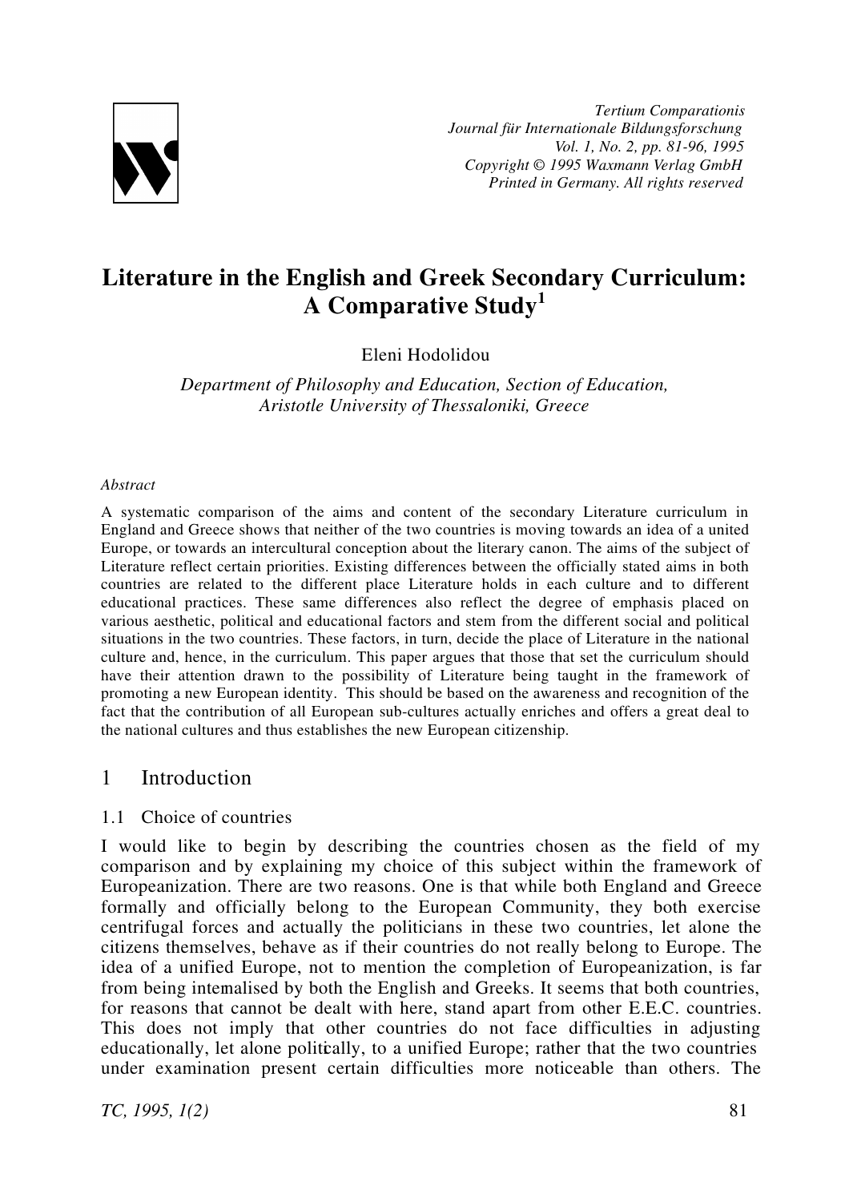# Literature in the English and Greek Secondary Curriculum: A Comparative Study[1]

Eleni Hodolidou

*Department of Philosophy and Education, Section of Education, Aristotle University of Thessaloniki, Greece*

*Abstract*

A systematic comparison of the aims and content of the secondary Literature curriculum in England and Greece shows that neither of the two countries is moving towards an idea of a united Europe, or towards an intercultural conception about the literary canon. The aims of the subject of Literature reflect certain priorities. Existing differences between the officially stated aims in both countries are related to the different place Literature holds in each culture and to different educational practices. These same differences also reflect the degree of emphasis placed on various aesthetic, political and educational factors and stem from the different social and political situations in the two countries. These factors, in turn, decide the place of Literature in the national culture and, hence, in the curriculum. This paper argues that those that set the curriculum should have their attention drawn to the possibility of Literature being taught in the framework of promoting a new European identity. This should be based on the awareness and recognition of the fact that the contribution of all European sub-cultures actually enriches and offers a great deal to the national cultures and thus establishes the new European citizenship.

## 1 Introduction

### 1.1 Choice of countries

I would like to begin by describing the countries chosen as the field of my comparison and by explaining my choice of this subject within the framework of Europeanization. There are two reasons. One is that while both England and Greece formally and officially belong to the European Community, they both exercise centrifugal forces and actually the politicians in these two countries, let alone the citizens themselves, behave as if their countries do not really belong to Europe. The idea of a unified Europe, not to mention the completion of Europeanization, is far from being internalised by both the English and Greeks. It seems that both countries, for reasons that cannot be dealt with here, stand apart from other E.E.C. countries. This does not imply that other countries do not face difficulties in adjusting educationally, let alone politically, to a unified Europe; rather that the two countries under examination present certain difficulties more noticeable than others. The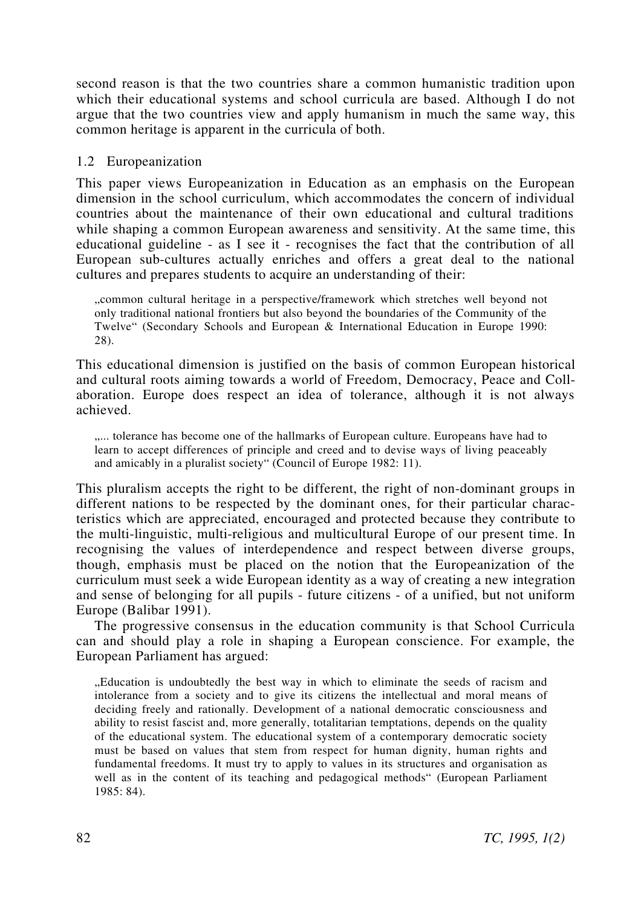second reason is that the two countries share a common humanistic tradition upon which their educational systems and school curricula are based. Although I do not argue that the two countries view and apply humanism in much the same way, this common heritage is apparent in the curricula of both.

### 1.2 Europeanization

This paper views Europeanization in Education as an emphasis on the European dimension in the school curriculum, which accommodates the concern of individual countries about the maintenance of their own educational and cultural traditions while shaping a common European awareness and sensitivity. At the same time, this educational guideline - as I see it - recognises the fact that the contribution of all European sub-cultures actually enriches and offers a great deal to the national cultures and prepares students to acquire an understanding of their:

> „common cultural heritage in a perspective/framework which stretches well beyond not only traditional national frontiers but also beyond the boundaries of the Community of the Twelve" (Secondary Schools and European & International Education in Europe 1990: 28).

This educational dimension is justified on the basis of common European historical and cultural roots aiming towards a world of Freedom, Democracy, Peace and Collaboration. Europe does respect an idea of tolerance, although it is not always achieved.

> „... tolerance has become one of the hallmarks of European culture. Europeans have had to learn to accept differences of principle and creed and to devise ways of living peaceably and amicably in a pluralist society" (Council of Europe 1982: 11).

This pluralism accepts the right to be different, the right of non-dominant groups in different nations to be respected by the dominant ones, for their particular characteristics which are appreciated, encouraged and protected because they contribute to the multi-linguistic, multi-religious and multicultural Europe of our present time. In recognising the values of interdependence and respect between diverse groups, though, emphasis must be placed on the notion that the Europeanization of the curriculum must seek a wide European identity as a way of creating a new integration and sense of belonging for all pupils - future citizens - of a unified, but not uniform Europe (Balibar 1991).

The progressive consensus in the education community is that School Curricula can and should play a role in shaping a European conscience. For example, the European Parliament has argued:

> „Education is undoubtedly the best way in which to eliminate the seeds of racism and intolerance from a society and to give its citizens the intellectual and moral means of deciding freely and rationally. Development of a national democratic consciousness and ability to resist fascist and, more generally, totalitarian temptations, depends on the quality of the educational system. The educational system of a contemporary democratic society must be based on values that stem from respect for human dignity, human rights and fundamental freedoms. It must try to apply to values in its structures and organisation as well as in the content of its teaching and pedagogical methods" (European Parliament 1985: 84).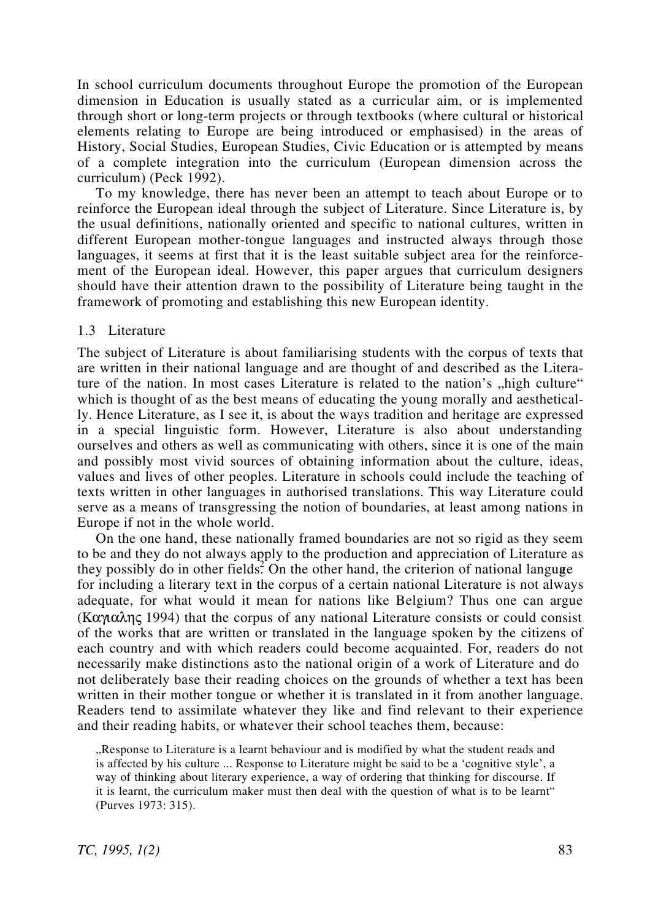In school curriculum documents throughout Europe the promotion of the European dimension in Education is usually stated as a curricular aim, or is implemented through short or long-term projects or through textbooks (where cultural or historical elements relating to Europe are being introduced or emphasised) in the areas of History, Social Studies, European Studies, Civic Education or is attempted by means of a complete integration into the curriculum (European dimension across the curriculum) (Peck 1992).

To my knowledge, there has never been an attempt to teach about Europe or to reinforce the European ideal through the subject of Literature. Since Literature is, by the usual definitions, nationally oriented and specific to national cultures, written in different European mother-tongue languages and instructed always through those languages, it seems at first that it is the least suitable subject area for the reinforcement of the European ideal. However, this paper argues that curriculum designers should have their attention drawn to the possibility of Literature being taught in the framework of promoting and establishing this new European identity.

### 1.3 Literature

The subject of Literature is about familiarising students with the corpus of texts that are written in their national language and are thought of and described as the Literature of the nation. In most cases Literature is related to the nation's „high culture" which is thought of as the best means of educating the young morally and aesthetically. Hence Literature, as I see it, is about the ways tradition and heritage are expressed in a special linguistic form. However, Literature is also about understanding ourselves and others as well as communicating with others, since it is one of the main and possibly most vivid sources of obtaining information about the culture, ideas, values and lives of other peoples. Literature in schools could include the teaching of texts written in other languages in authorised translations. This way Literature could serve as a means of transgressing the notion of boundaries, at least among nations in Europe if not in the whole world.

On the one hand, these nationally framed boundaries are not so rigid as they seem to be and they do not always apply to the production and appreciation of Literature as they possibly do in other fields.[2] On the other hand, the criterion of national language for including a literary text in the corpus of a certain national Literature is not always adequate, for what would it mean for nations like Belgium? Thus one can argue (Καγιαλης 1994) that the corpus of any national Literature consists or could consist of the works that are written or translated in the language spoken by the citizens of each country and with which readers could become acquainted. For, readers do not necessarily make distinctions asto the national origin of a work of Literature and do not deliberately base their reading choices on the grounds of whether a text has been written in their mother tongue or whether it is translated in it from another language. Readers tend to assimilate whatever they like and find relevant to their experience and their reading habits, or whatever their school teaches them, because:

> „Response to Literature is a learnt behaviour and is modified by what the student reads and is affected by his culture ... Response to Literature might be said to be a 'cognitive style', a way of thinking about literary experience, a way of ordering that thinking for discourse. If it is learnt, the curriculum maker must then deal with the question of what is to be learnt" (Purves 1973: 315).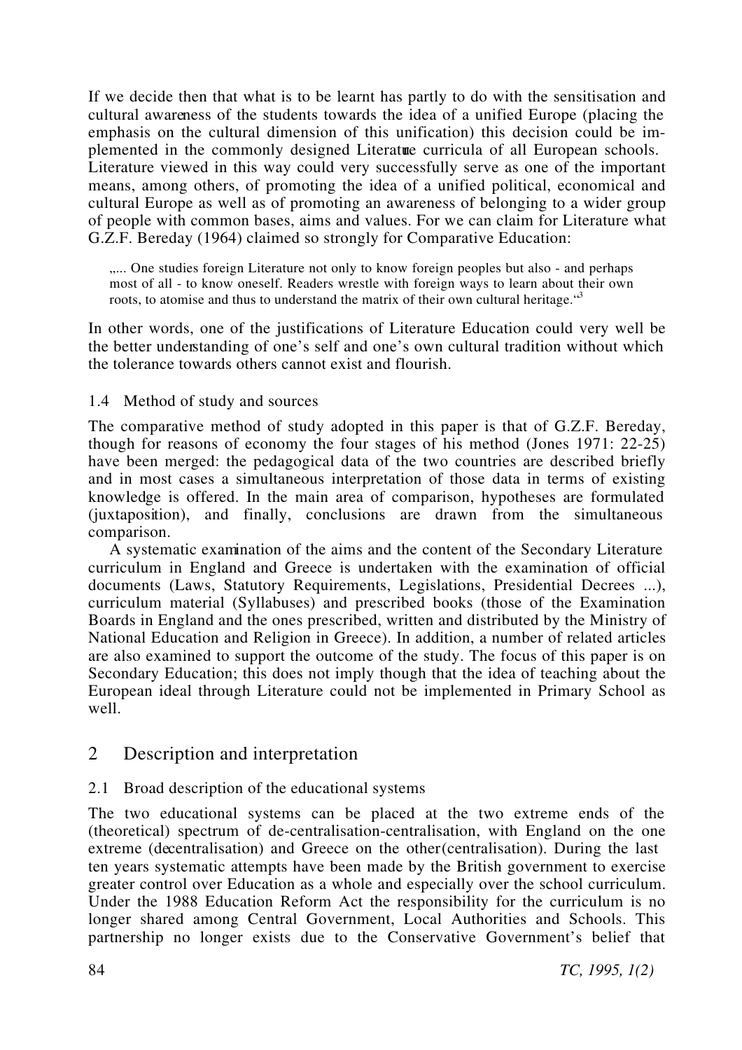If we decide then that what is to be learnt has partly to do with the sensitisation and cultural awareness of the students towards the idea of a unified Europe (placing the emphasis on the cultural dimension of this unification) this decision could be implemented in the commonly designed Literature curricula of all European schools. Literature viewed in this way could very successfully serve as one of the important means, among others, of promoting the idea of a unified political, economical and cultural Europe as well as of promoting an awareness of belonging to a wider group of people with common bases, aims and values. For we can claim for Literature what G.Z.F. Bereday (1964) claimed so strongly for Comparative Education:

> „... One studies foreign Literature not only to know foreign peoples but also - and perhaps most of all - to know oneself. Readers wrestle with foreign ways to learn about their own roots, to atomise and thus to understand the matrix of their own cultural heritage."[3]

In other words, one of the justifications of Literature Education could very well be the better understanding of one's self and one's own cultural tradition without which the tolerance towards others cannot exist and flourish.

### 1.4 Method of study and sources

The comparative method of study adopted in this paper is that of G.Z.F. Bereday, though for reasons of economy the four stages of his method (Jones 1971: 22-25) have been merged: the pedagogical data of the two countries are described briefly and in most cases a simultaneous interpretation of those data in terms of existing knowledge is offered. In the main area of comparison, hypotheses are formulated (juxtaposition), and finally, conclusions are drawn from the simultaneous comparison.

A systematic examination of the aims and the content of the Secondary Literature curriculum in England and Greece is undertaken with the examination of official documents (Laws, Statutory Requirements, Legislations, Presidential Decrees ...), curriculum material (Syllabuses) and prescribed books (those of the Examination Boards in England and the ones prescribed, written and distributed by the Ministry of National Education and Religion in Greece). In addition, a number of related articles are also examined to support the outcome of the study. The focus of this paper is on Secondary Education; this does not imply though that the idea of teaching about the European ideal through Literature could not be implemented in Primary School as well.

## 2 Description and interpretation

### 2.1 Broad description of the educational systems

The two educational systems can be placed at the two extreme ends of the (theoretical) spectrum of de-centralisation-centralisation, with England on the one extreme (decentralisation) and Greece on the other (centralisation). During the last ten years systematic attempts have been made by the British government to exercise greater control over Education as a whole and especially over the school curriculum. Under the 1988 Education Reform Act the responsibility for the curriculum is no longer shared among Central Government, Local Authorities and Schools. This partnership no longer exists due to the Conservative Government's belief that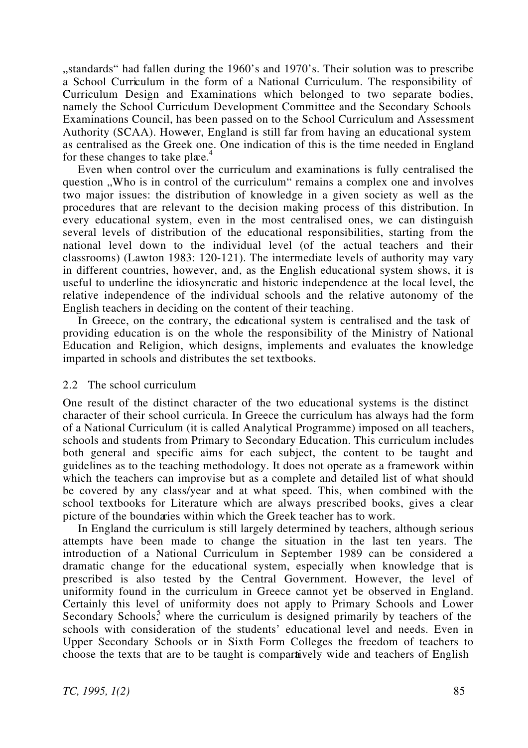„standards" had fallen during the 1960's and 1970's. Their solution was to prescribe a School Curriculum in the form of a National Curriculum. The responsibility of Curriculum Design and Examinations which belonged to two separate bodies, namely the School Curriculum Development Committee and the Secondary Schools Examinations Council, has been passed on to the School Curriculum and Assessment Authority (SCAA). However, England is still far from having an educational system as centralised as the Greek one. One indication of this is the time needed in England for these changes to take place.[4]

Even when control over the curriculum and examinations is fully centralised the question „Who is in control of the curriculum" remains a complex one and involves two major issues: the distribution of knowledge in a given society as well as the procedures that are relevant to the decision making process of this distribution. In every educational system, even in the most centralised ones, we can distinguish several levels of distribution of the educational responsibilities, starting from the national level down to the individual level (of the actual teachers and their classrooms) (Lawton 1983: 120-121). The intermediate levels of authority may vary in different countries, however, and, as the English educational system shows, it is useful to underline the idiosyncratic and historic independence at the local level, the relative independence of the individual schools and the relative autonomy of the English teachers in deciding on the content of their teaching.

In Greece, on the contrary, the educational system is centralised and the task of providing education is on the whole the responsibility of the Ministry of National Education and Religion, which designs, implements and evaluates the knowledge imparted in schools and distributes the set textbooks.

### 2.2 The school curriculum

One result of the distinct character of the two educational systems is the distinct character of their school curricula. In Greece the curriculum has always had the form of a National Curriculum (it is called Analytical Programme) imposed on all teachers, schools and students from Primary to Secondary Education. This curriculum includes both general and specific aims for each subject, the content to be taught and guidelines as to the teaching methodology. It does not operate as a framework within which the teachers can improvise but as a complete and detailed list of what should be covered by any class/year and at what speed. This, when combined with the school textbooks for Literature which are always prescribed books, gives a clear picture of the boundaries within which the Greek teacher has to work.

In England the curriculum is still largely determined by teachers, although serious attempts have been made to change the situation in the last ten years. The introduction of a National Curriculum in September 1989 can be considered a dramatic change for the educational system, especially when knowledge that is prescribed is also tested by the Central Government. However, the level of uniformity found in the curriculum in Greece cannot yet be observed in England. Certainly this level of uniformity does not apply to Primary Schools and Lower Secondary Schools,[5] where the curriculum is designed primarily by teachers of the schools with consideration of the students' educational level and needs. Even in Upper Secondary Schools or in Sixth Form Colleges the freedom of teachers to choose the texts that are to be taught is comparatively wide and teachers of English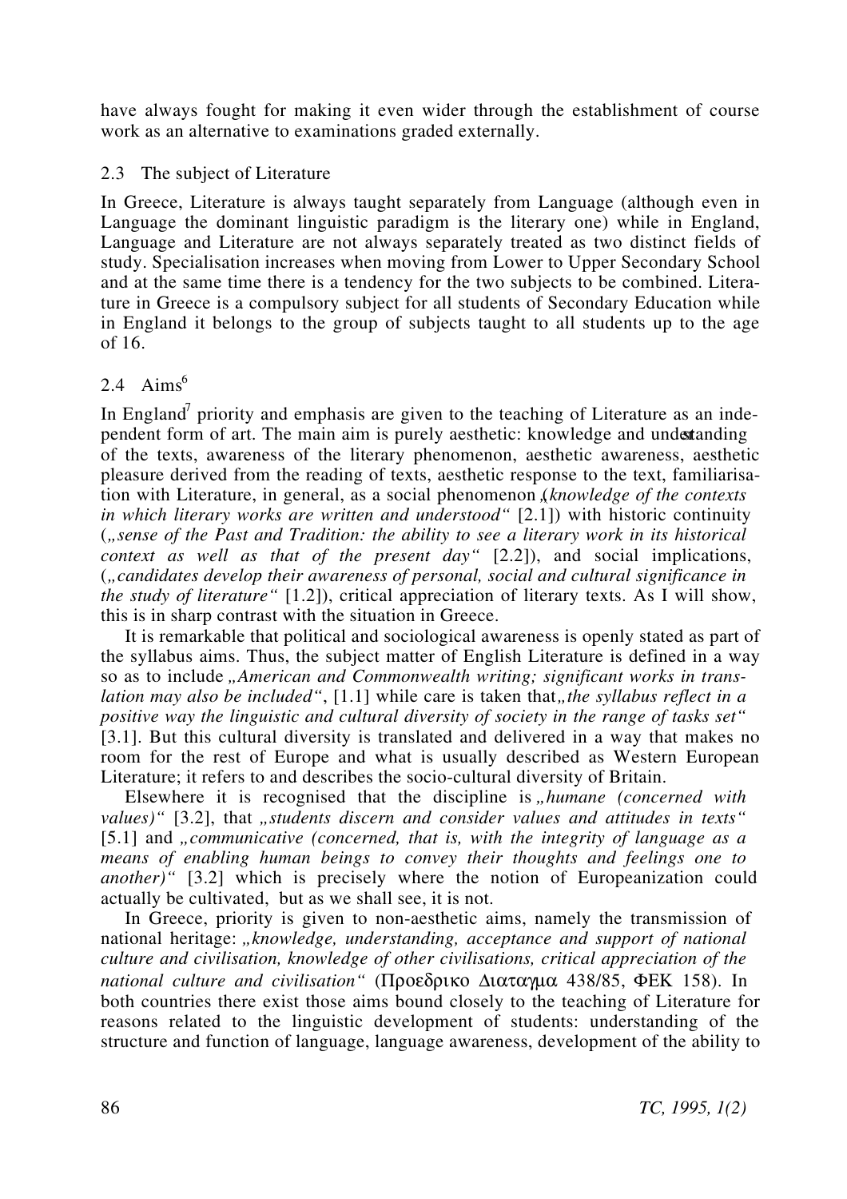have always fought for making it even wider through the establishment of course work as an alternative to examinations graded externally.

### 2.3 The subject of Literature

In Greece, Literature is always taught separately from Language (although even in Language the dominant linguistic paradigm is the literary one) while in England, Language and Literature are not always separately treated as two distinct fields of study. Specialisation increases when moving from Lower to Upper Secondary School and at the same time there is a tendency for the two subjects to be combined. Literature in Greece is a compulsory subject for all students of Secondary Education while in England it belongs to the group of subjects taught to all students up to the age of 16.

### 2.4 Aims[6]

In England[7] priority and emphasis are given to the teaching of Literature as an independent form of art. The main aim is purely aesthetic: knowledge and understanding of the texts, awareness of the literary phenomenon, aesthetic awareness, aesthetic pleasure derived from the reading of texts, aesthetic response to the text, familiarisation with Literature, in general, as a social phenomenon („*knowledge of the contexts in which literary works are written and understood*" [2.1]) with historic continuity („*sense of the Past and Tradition: the ability to see a literary work in its historical context as well as that of the present day*" [2.2]), and social implications, („*candidates develop their awareness of personal, social and cultural significance in the study of literature*" [1.2]), critical appreciation of literary texts. As I will show, this is in sharp contrast with the situation in Greece.

It is remarkable that political and sociological awareness is openly stated as part of the syllabus aims. Thus, the subject matter of English Literature is defined in a way so as to include „*American and Commonwealth writing; significant works in translation may also be included*", [1.1] while care is taken that „*the syllabus reflect in a positive way the linguistic and cultural diversity of society in the range of tasks set*" [3.1]. But this cultural diversity is translated and delivered in a way that makes no room for the rest of Europe and what is usually described as Western European Literature; it refers to and describes the socio-cultural diversity of Britain.

Elsewhere it is recognised that the discipline is „*humane (concerned with values)*" [3.2], that „*students discern and consider values and attitudes in texts*" [5.1] and „*communicative (concerned, that is, with the integrity of language as a means of enabling human beings to convey their thoughts and feelings one to another)*" [3.2] which is precisely where the notion of Europeanization could actually be cultivated, but as we shall see, it is not.

In Greece, priority is given to non-aesthetic aims, namely the transmission of national heritage: „*knowledge, understanding, acceptance and support of national culture and civilisation, knowledge of other civilisations, critical appreciation of the national culture and civilisation*" (Προεδρικο Διαταγμα 438/85, ΦΕΚ 158). In both countries there exist those aims bound closely to the teaching of Literature for reasons related to the linguistic development of students: understanding of the structure and function of language, language awareness, development of the ability to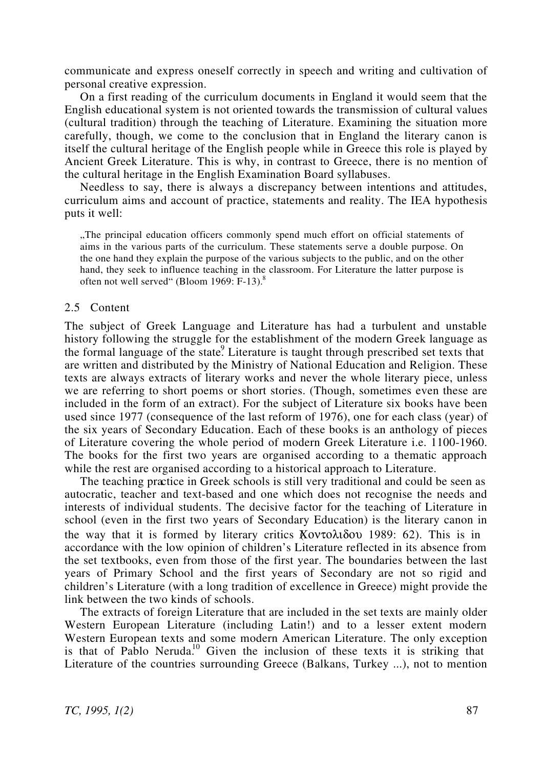communicate and express oneself correctly in speech and writing and cultivation of personal creative expression.

On a first reading of the curriculum documents in England it would seem that the English educational system is not oriented towards the transmission of cultural values (cultural tradition) through the teaching of Literature. Examining the situation more carefully, though, we come to the conclusion that in England the literary canon is itself the cultural heritage of the English people while in Greece this role is played by Ancient Greek Literature. This is why, in contrast to Greece, there is no mention of the cultural heritage in the English Examination Board syllabuses.

Needless to say, there is always a discrepancy between intentions and attitudes, curriculum aims and account of practice, statements and reality. The IEA hypothesis puts it well:

> „The principal education officers commonly spend much effort on official statements of aims in the various parts of the curriculum. These statements serve a double purpose. On the one hand they explain the purpose of the various subjects to the public, and on the other hand, they seek to influence teaching in the classroom. For Literature the latter purpose is often not well served" (Bloom 1969: F-13).[8]

## 2.5 Content

The subject of Greek Language and Literature has had a turbulent and unstable history following the struggle for the establishment of the modern Greek language as the formal language of the state.[9] Literature is taught through prescribed set texts that are written and distributed by the Ministry of National Education and Religion. These texts are always extracts of literary works and never the whole literary piece, unless we are referring to short poems or short stories. (Though, sometimes even these are included in the form of an extract). For the subject of Literature six books have been used since 1977 (consequence of the last reform of 1976), one for each class (year) of the six years of Secondary Education. Each of these books is an anthology of pieces of Literature covering the whole period of modern Greek Literature i.e. 1100-1960. The books for the first two years are organised according to a thematic approach while the rest are organised according to a historical approach to Literature.

The teaching practice in Greek schools is still very traditional and could be seen as autocratic, teacher and text-based and one which does not recognise the needs and interests of individual students. The decisive factor for the teaching of Literature in school (even in the first two years of Secondary Education) is the literary canon in the way that it is formed by literary critics (Κοντολιδου 1989: 62). This is in accordance with the low opinion of children's Literature reflected in its absence from the set textbooks, even from those of the first year. The boundaries between the last years of Primary School and the first years of Secondary are not so rigid and children's Literature (with a long tradition of excellence in Greece) might provide the link between the two kinds of schools.

The extracts of foreign Literature that are included in the set texts are mainly older Western European Literature (including Latin!) and to a lesser extent modern Western European texts and some modern American Literature. The only exception is that of Pablo Neruda.[10] Given the inclusion of these texts it is striking that Literature of the countries surrounding Greece (Balkans, Turkey ...), not to mention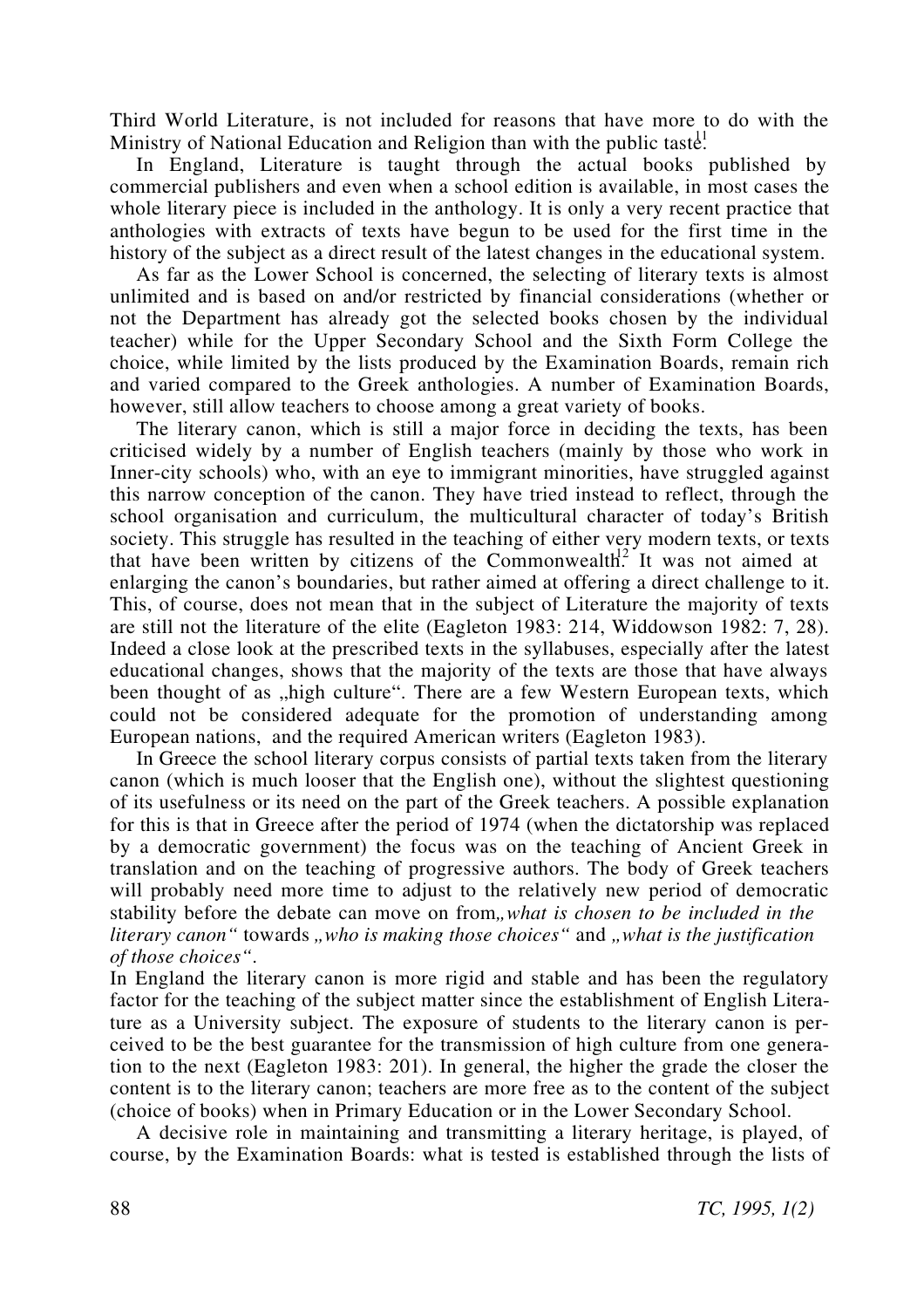Third World Literature, is not included for reasons that have more to do with the Ministry of National Education and Religion than with the public taste.[11]

In England, Literature is taught through the actual books published by commercial publishers and even when a school edition is available, in most cases the whole literary piece is included in the anthology. It is only a very recent practice that anthologies with extracts of texts have begun to be used for the first time in the history of the subject as a direct result of the latest changes in the educational system.

As far as the Lower School is concerned, the selecting of literary texts is almost unlimited and is based on and/or restricted by financial considerations (whether or not the Department has already got the selected books chosen by the individual teacher) while for the Upper Secondary School and the Sixth Form College the choice, while limited by the lists produced by the Examination Boards, remain rich and varied compared to the Greek anthologies. A number of Examination Boards, however, still allow teachers to choose among a great variety of books.

The literary canon, which is still a major force in deciding the texts, has been criticised widely by a number of English teachers (mainly by those who work in Inner-city schools) who, with an eye to immigrant minorities, have struggled against this narrow conception of the canon. They have tried instead to reflect, through the school organisation and curriculum, the multicultural character of today's British society. This struggle has resulted in the teaching of either very modern texts, or texts that have been written by citizens of the Commonwealth.[12] It was not aimed at enlarging the canon's boundaries, but rather aimed at offering a direct challenge to it. This, of course, does not mean that in the subject of Literature the majority of texts are still not the literature of the elite (Eagleton 1983: 214, Widdowson 1982: 7, 28). Indeed a close look at the prescribed texts in the syllabuses, especially after the latest educational changes, shows that the majority of the texts are those that have always been thought of as „high culture". There are a few Western European texts, which could not be considered adequate for the promotion of understanding among European nations, and the required American writers (Eagleton 1983).

In Greece the school literary corpus consists of partial texts taken from the literary canon (which is much looser that the English one), without the slightest questioning of its usefulness or its need on the part of the Greek teachers. A possible explanation for this is that in Greece after the period of 1974 (when the dictatorship was replaced by a democratic government) the focus was on the teaching of Ancient Greek in translation and on the teaching of progressive authors. The body of Greek teachers will probably need more time to adjust to the relatively new period of democratic stability before the debate can move on from *„what is chosen to be included in the literary canon"* towards *„who is making those choices"* and *„what is the justification of those choices"*.

In England the literary canon is more rigid and stable and has been the regulatory factor for the teaching of the subject matter since the establishment of English Literature as a University subject. The exposure of students to the literary canon is perceived to be the best guarantee for the transmission of high culture from one generation to the next (Eagleton 1983: 201). In general, the higher the grade the closer the content is to the literary canon; teachers are more free as to the content of the subject (choice of books) when in Primary Education or in the Lower Secondary School.

A decisive role in maintaining and transmitting a literary heritage, is played, of course, by the Examination Boards: what is tested is established through the lists of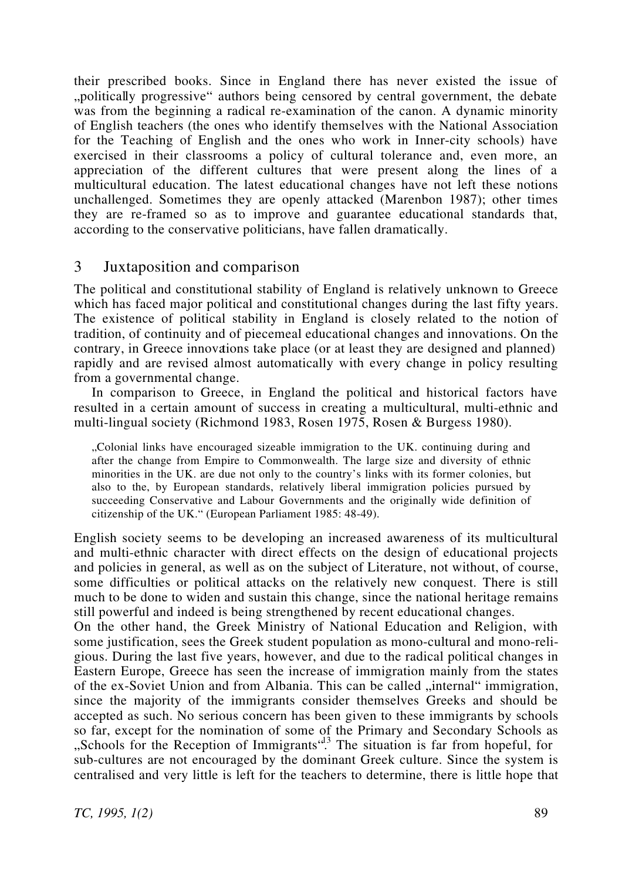their prescribed books. Since in England there has never existed the issue of „politically progressive" authors being censored by central government, the debate was from the beginning a radical re-examination of the canon. A dynamic minority of English teachers (the ones who identify themselves with the National Association for the Teaching of English and the ones who work in Inner-city schools) have exercised in their classrooms a policy of cultural tolerance and, even more, an appreciation of the different cultures that were present along the lines of a multicultural education. The latest educational changes have not left these notions unchallenged. Sometimes they are openly attacked (Marenbon 1987); other times they are re-framed so as to improve and guarantee educational standards that, according to the conservative politicians, have fallen dramatically.

## 3 Juxtaposition and comparison

The political and constitutional stability of England is relatively unknown to Greece which has faced major political and constitutional changes during the last fifty years. The existence of political stability in England is closely related to the notion of tradition, of continuity and of piecemeal educational changes and innovations. On the contrary, in Greece innovations take place (or at least they are designed and planned) rapidly and are revised almost automatically with every change in policy resulting from a governmental change.

In comparison to Greece, in England the political and historical factors have resulted in a certain amount of success in creating a multicultural, multi-ethnic and multi-lingual society (Richmond 1983, Rosen 1975, Rosen & Burgess 1980).

> „Colonial links have encouraged sizeable immigration to the UK. continuing during and after the change from Empire to Commonwealth. The large size and diversity of ethnic minorities in the UK. are due not only to the country's links with its former colonies, but also to the, by European standards, relatively liberal immigration policies pursued by succeeding Conservative and Labour Governments and the originally wide definition of citizenship of the UK." (European Parliament 1985: 48-49).

English society seems to be developing an increased awareness of its multicultural and multi-ethnic character with direct effects on the design of educational projects and policies in general, as well as on the subject of Literature, not without, of course, some difficulties or political attacks on the relatively new conquest. There is still much to be done to widen and sustain this change, since the national heritage remains still powerful and indeed is being strengthened by recent educational changes.

On the other hand, the Greek Ministry of National Education and Religion, with some justification, sees the Greek student population as mono-cultural and mono-religious. During the last five years, however, and due to the radical political changes in Eastern Europe, Greece has seen the increase of immigration mainly from the states of the ex-Soviet Union and from Albania. This can be called „internal" immigration, since the majority of the immigrants consider themselves Greeks and should be accepted as such. No serious concern has been given to these immigrants by schools so far, except for the nomination of some of the Primary and Secondary Schools as „Schools for the Reception of Immigrants".[13] The situation is far from hopeful, for sub-cultures are not encouraged by the dominant Greek culture. Since the system is centralised and very little is left for the teachers to determine, there is little hope that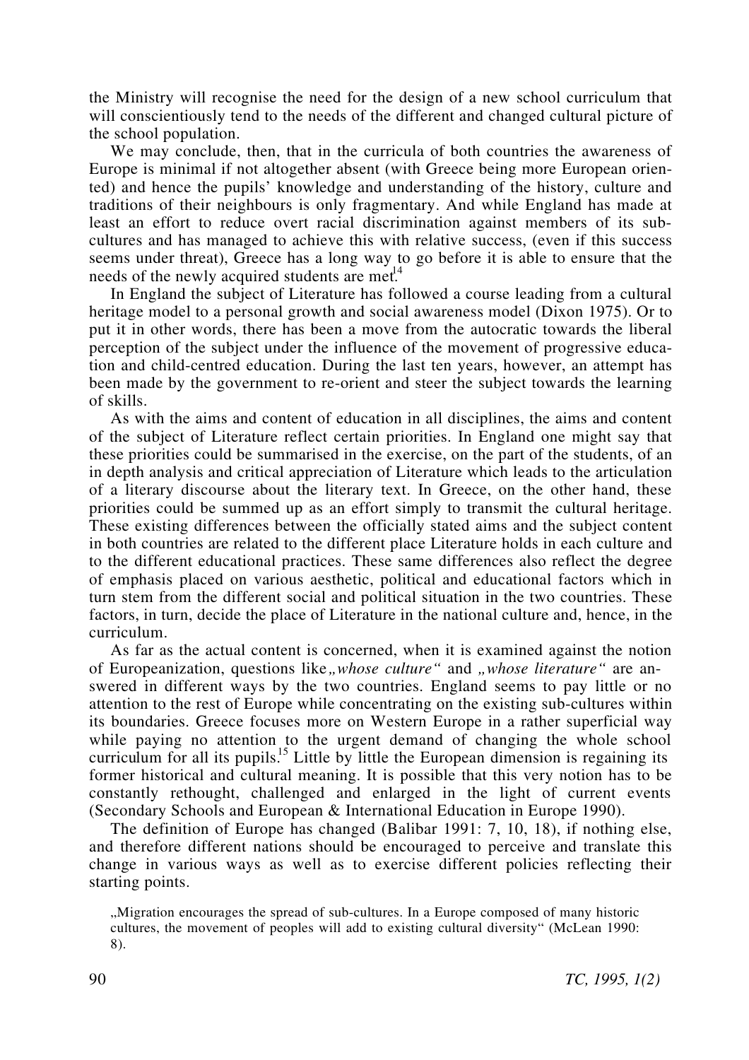the Ministry will recognise the need for the design of a new school curriculum that will conscientiously tend to the needs of the different and changed cultural picture of the school population.

We may conclude, then, that in the curricula of both countries the awareness of Europe is minimal if not altogether absent (with Greece being more European oriented) and hence the pupils' knowledge and understanding of the history, culture and traditions of their neighbours is only fragmentary. And while England has made at least an effort to reduce overt racial discrimination against members of its subcultures and has managed to achieve this with relative success, (even if this success seems under threat), Greece has a long way to go before it is able to ensure that the needs of the newly acquired students are met.[14]

In England the subject of Literature has followed a course leading from a cultural heritage model to a personal growth and social awareness model (Dixon 1975). Or to put it in other words, there has been a move from the autocratic towards the liberal perception of the subject under the influence of the movement of progressive education and child-centred education. During the last ten years, however, an attempt has been made by the government to re-orient and steer the subject towards the learning of skills.

As with the aims and content of education in all disciplines, the aims and content of the subject of Literature reflect certain priorities. In England one might say that these priorities could be summarised in the exercise, on the part of the students, of an in depth analysis and critical appreciation of Literature which leads to the articulation of a literary discourse about the literary text. In Greece, on the other hand, these priorities could be summed up as an effort simply to transmit the cultural heritage. These existing differences between the officially stated aims and the subject content in both countries are related to the different place Literature holds in each culture and to the different educational practices. These same differences also reflect the degree of emphasis placed on various aesthetic, political and educational factors which in turn stem from the different social and political situation in the two countries. These factors, in turn, decide the place of Literature in the national culture and, hence, in the curriculum.

As far as the actual content is concerned, when it is examined against the notion of Europeanization, questions like *„whose culture"* and *„whose literature"* are answered in different ways by the two countries. England seems to pay little or no attention to the rest of Europe while concentrating on the existing sub-cultures within its boundaries. Greece focuses more on Western Europe in a rather superficial way while paying no attention to the urgent demand of changing the whole school curriculum for all its pupils.[15] Little by little the European dimension is regaining its former historical and cultural meaning. It is possible that this very notion has to be constantly rethought, challenged and enlarged in the light of current events (Secondary Schools and European & International Education in Europe 1990).

The definition of Europe has changed (Balibar 1991: 7, 10, 18), if nothing else, and therefore different nations should be encouraged to perceive and translate this change in various ways as well as to exercise different policies reflecting their starting points.

> „Migration encourages the spread of sub-cultures. In a Europe composed of many historic cultures, the movement of peoples will add to existing cultural diversity" (McLean 1990: 8).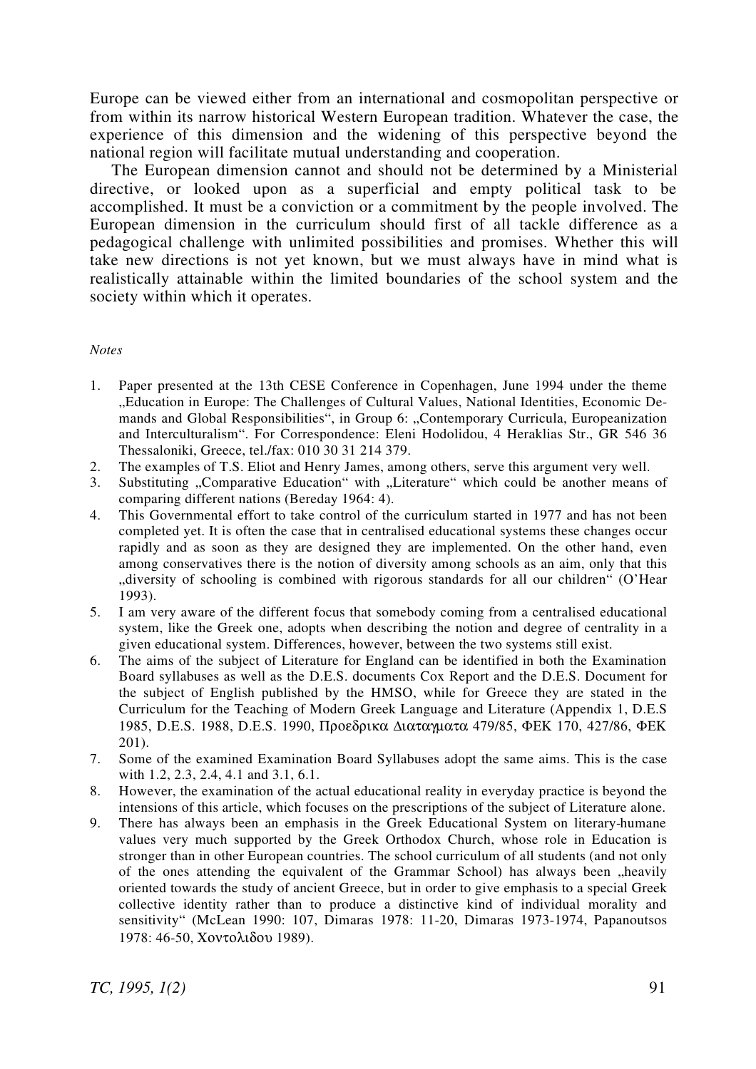Europe can be viewed either from an international and cosmopolitan perspective or from within its narrow historical Western European tradition. Whatever the case, the experience of this dimension and the widening of this perspective beyond the national region will facilitate mutual understanding and cooperation.

The European dimension cannot and should not be determined by a Ministerial directive, or looked upon as a superficial and empty political task to be accomplished. It must be a conviction or a commitment by the people involved. The European dimension in the curriculum should first of all tackle difference as a pedagogical challenge with unlimited possibilities and promises. Whether this will take new directions is not yet known, but we must always have in mind what is realistically attainable within the limited boundaries of the school system and the society within which it operates.

*Notes*

1. Paper presented at the 13th CESE Conference in Copenhagen, June 1994 under the theme „Education in Europe: The Challenges of Cultural Values, National Identities, Economic Demands and Global Responsibilities“, in Group 6: „Contemporary Curricula, Europeanization and Interculturalism“. For Correspondence: Eleni Hodolidou, 4 Heraklias Str., GR 546 36 Thessaloniki, Greece, tel./fax: 010 30 31 214 379.
2. The examples of T.S. Eliot and Henry James, among others, serve this argument very well.
3. Substituting „Comparative Education“ with „Literature“ which could be another means of comparing different nations (Bereday 1964: 4).
4. This Governmental effort to take control of the curriculum started in 1977 and has not been completed yet. It is often the case that in centralised educational systems these changes occur rapidly and as soon as they are designed they are implemented. On the other hand, even among conservatives there is the notion of diversity among schools as an aim, only that this „diversity of schooling is combined with rigorous standards for all our children“ (O'Hear 1993).
5. I am very aware of the different focus that somebody coming from a centralised educational system, like the Greek one, adopts when describing the notion and degree of centrality in a given educational system. Differences, however, between the two systems still exist.
6. The aims of the subject of Literature for England can be identified in both the Examination Board syllabuses as well as the D.E.S. documents Cox Report and the D.E.S. Document for the subject of English published by the HMSO, while for Greece they are stated in the Curriculum for the Teaching of Modern Greek Language and Literature (Appendix 1, D.E.S 1985, D.E.S. 1988, D.E.S. 1990, Προεδρικα Διαταγματα 479/85, ΦΕΚ 170, 427/86, ΦΕΚ 201).
7. Some of the examined Examination Board Syllabuses adopt the same aims. This is the case with 1.2, 2.3, 2.4, 4.1 and 3.1, 6.1.
8. However, the examination of the actual educational reality in everyday practice is beyond the intensions of this article, which focuses on the prescriptions of the subject of Literature alone.
9. There has always been an emphasis in the Greek Educational System on literary-humane values very much supported by the Greek Orthodox Church, whose role in Education is stronger than in other European countries. The school curriculum of all students (and not only of the ones attending the equivalent of the Grammar School) has always been „heavily oriented towards the study of ancient Greece, but in order to give emphasis to a special Greek collective identity rather than to produce a distinctive kind of individual morality and sensitivity“ (McLean 1990: 107, Dimaras 1978: 11-20, Dimaras 1973-1974, Papanoutsos 1978: 46-50, Χοντολιδου 1989).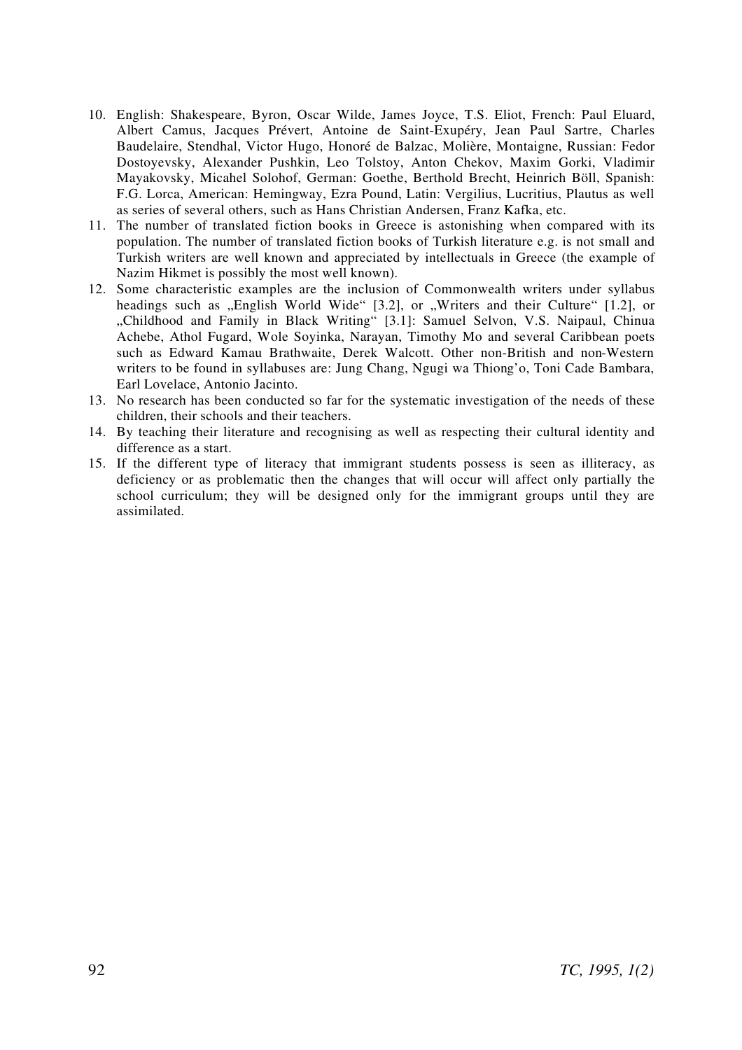10. English: Shakespeare, Byron, Oscar Wilde, James Joyce, T.S. Eliot, French: Paul Eluard, Albert Camus, Jacques Prévert, Antoine de Saint-Exupéry, Jean Paul Sartre, Charles Baudelaire, Stendhal, Victor Hugo, Honoré de Balzac, Molière, Montaigne, Russian: Fedor Dostoyevsky, Alexander Pushkin, Leo Tolstoy, Anton Chekov, Maxim Gorki, Vladimir Mayakovsky, Micahel Solohof, German: Goethe, Berthold Brecht, Heinrich Böll, Spanish: F.G. Lorca, American: Hemingway, Ezra Pound, Latin: Vergilius, Lucritius, Plautus as well as series of several others, such as Hans Christian Andersen, Franz Kafka, etc.
11. The number of translated fiction books in Greece is astonishing when compared with its population. The number of translated fiction books of Turkish literature e.g. is not small and Turkish writers are well known and appreciated by intellectuals in Greece (the example of Nazim Hikmet is possibly the most well known).
12. Some characteristic examples are the inclusion of Commonwealth writers under syllabus headings such as „English World Wide" [3.2], or „Writers and their Culture" [1.2], or „Childhood and Family in Black Writing" [3.1]: Samuel Selvon, V.S. Naipaul, Chinua Achebe, Athol Fugard, Wole Soyinka, Narayan, Timothy Mo and several Caribbean poets such as Edward Kamau Brathwaite, Derek Walcott. Other non-British and non-Western writers to be found in syllabuses are: Jung Chang, Ngugi wa Thiong'o, Toni Cade Bambara, Earl Lovelace, Antonio Jacinto.
13. No research has been conducted so far for the systematic investigation of the needs of these children, their schools and their teachers.
14. By teaching their literature and recognising as well as respecting their cultural identity and difference as a start.
15. If the different type of literacy that immigrant students possess is seen as illiteracy, as deficiency or as problematic then the changes that will occur will affect only partially the school curriculum; they will be designed only for the immigrant groups until they are assimilated.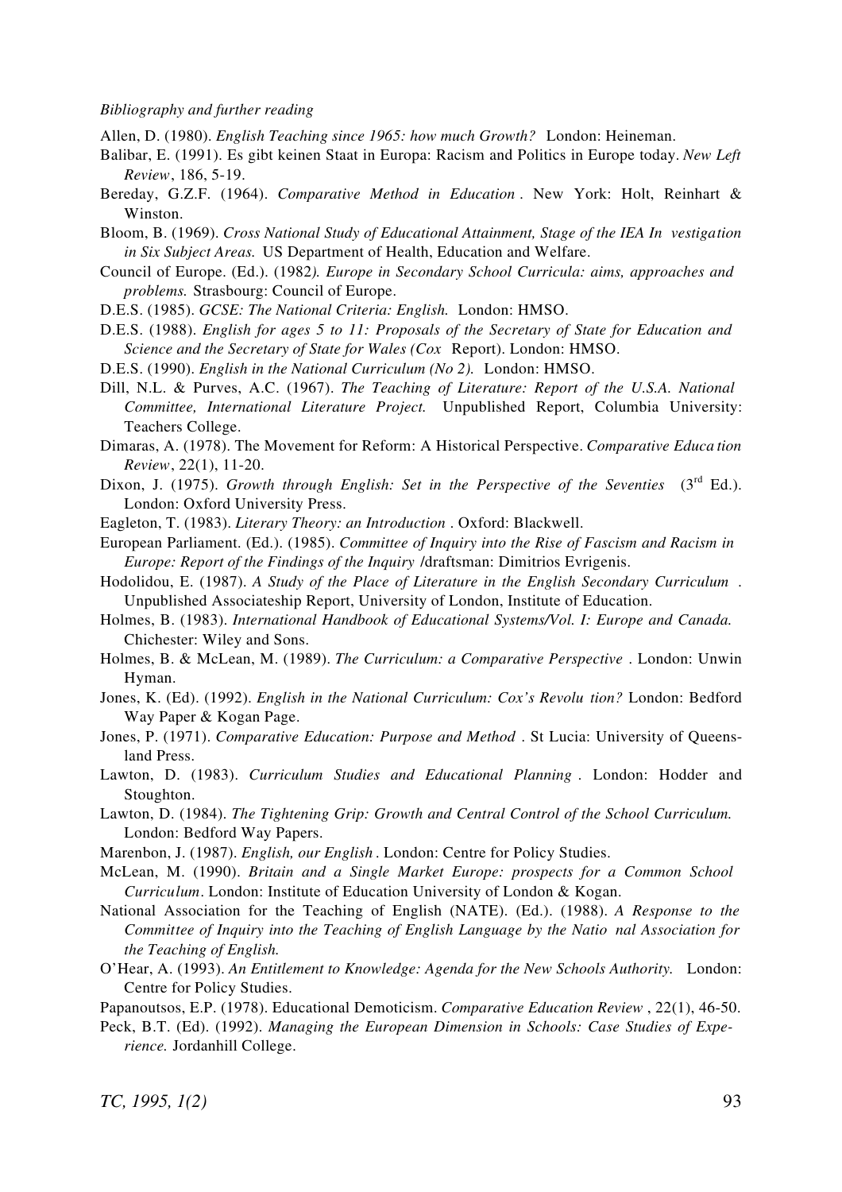*Bibliography and further reading*

Allen, D. (1980). *English Teaching since 1965: how much Growth?* London: Heineman.

Balibar, E. (1991). Es gibt keinen Staat in Europa: Racism and Politics in Europe today. *New Left Review*, 186, 5-19.

Bereday, G.Z.F. (1964). *Comparative Method in Education*. New York: Holt, Reinhart & Winston.

Bloom, B. (1969). *Cross National Study of Educational Attainment, Stage of the IEA Investigation in Six Subject Areas.* US Department of Health, Education and Welfare.

Council of Europe. (Ed.). (1982). *Europe in Secondary School Curricula: aims, approaches and problems.* Strasbourg: Council of Europe.

D.E.S. (1985). *GCSE: The National Criteria: English.* London: HMSO.

D.E.S. (1988). *English for ages 5 to 11: Proposals of the Secretary of State for Education and Science and the Secretary of State for Wales (Cox* Report). London: HMSO.

D.E.S. (1990). *English in the National Curriculum (No 2).* London: HMSO.

Dill, N.L. & Purves, A.C. (1967). *The Teaching of Literature: Report of the U.S.A. National Committee, International Literature Project.* Unpublished Report, Columbia University: Teachers College.

Dimaras, A. (1978). The Movement for Reform: A Historical Perspective. *Comparative Education Review*, 22(1), 11-20.

Dixon, J. (1975). *Growth through English: Set in the Perspective of the Seventies* (3rd Ed.). London: Oxford University Press.

Eagleton, T. (1983). *Literary Theory: an Introduction*. Oxford: Blackwell.

European Parliament. (Ed.). (1985). *Committee of Inquiry into the Rise of Fascism and Racism in Europe: Report of the Findings of the Inquiry* /draftsman: Dimitrios Evrigenis.

Hodolidou, E. (1987). *A Study of the Place of Literature in the English Secondary Curriculum*. Unpublished Associateship Report, University of London, Institute of Education.

Holmes, B. (1983). *International Handbook of Educational Systems/Vol. I: Europe and Canada.* Chichester: Wiley and Sons.

Holmes, B. & McLean, M. (1989). *The Curriculum: a Comparative Perspective*. London: Unwin Hyman.

Jones, K. (Ed). (1992). *English in the National Curriculum: Cox's Revolution?* London: Bedford Way Paper & Kogan Page.

Jones, P. (1971). *Comparative Education: Purpose and Method*. St Lucia: University of Queensland Press.

Lawton, D. (1983). *Curriculum Studies and Educational Planning*. London: Hodder and Stoughton.

Lawton, D. (1984). *The Tightening Grip: Growth and Central Control of the School Curriculum.* London: Bedford Way Papers.

Marenbon, J. (1987). *English, our English*. London: Centre for Policy Studies.

McLean, M. (1990). *Britain and a Single Market Europe: prospects for a Common School Curriculum*. London: Institute of Education University of London & Kogan.

National Association for the Teaching of English (NATE). (Ed.). (1988). *A Response to the Committee of Inquiry into the Teaching of English Language by the National Association for the Teaching of English.*

O'Hear, A. (1993). *An Entitlement to Knowledge: Agenda for the New Schools Authority.* London: Centre for Policy Studies.

Papanoutsos, E.P. (1978). Educational Demoticism. *Comparative Education Review*, 22(1), 46-50.

Peck, B.T. (Ed). (1992). *Managing the European Dimension in Schools: Case Studies of Experience.* Jordanhill College.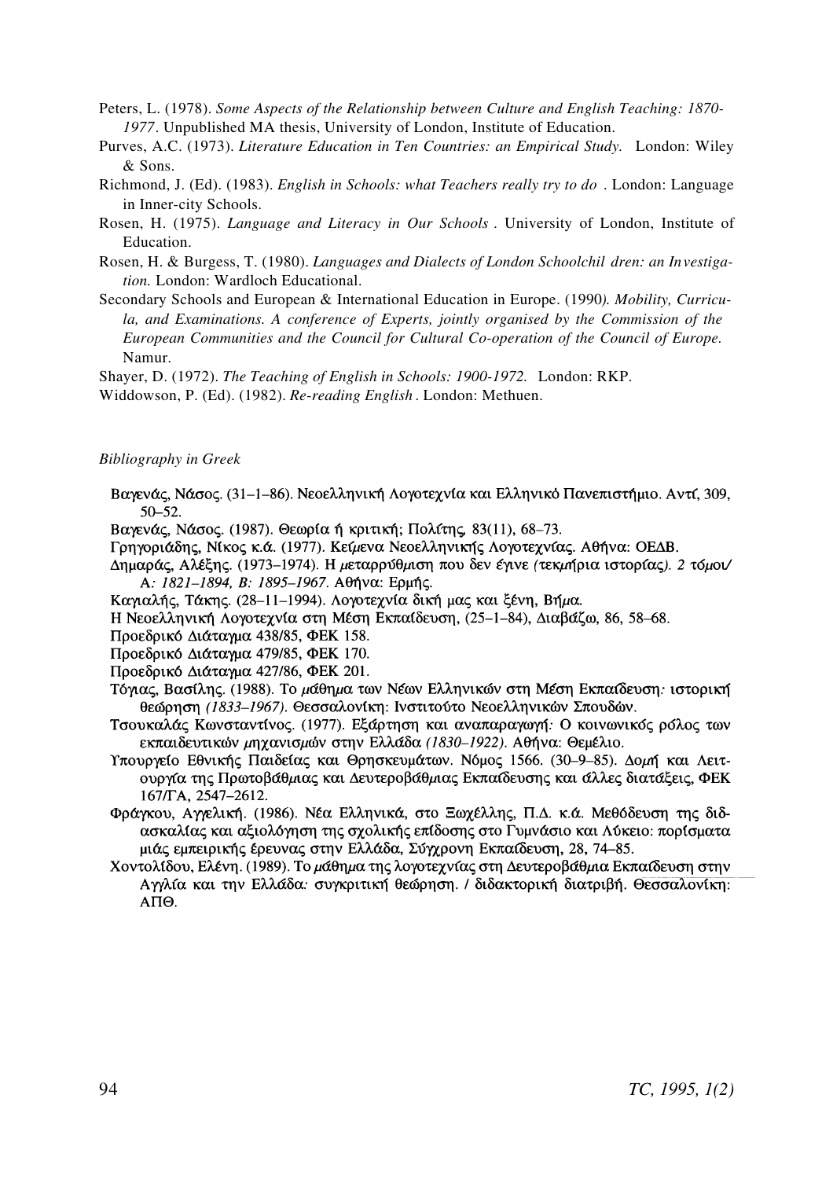Peters, L. (1978). *Some Aspects of the Relationship between Culture and English Teaching: 1870-1977*. Unpublished MA thesis, University of London, Institute of Education.

Purves, A.C. (1973). *Literature Education in Ten Countries: an Empirical Study.* London: Wiley & Sons.

Richmond, J. (Ed). (1983). *English in Schools: what Teachers really try to do* . London: Language in Inner-city Schools.

Rosen, H. (1975). *Language and Literacy in Our Schools* . University of London, Institute of Education.

Rosen, H. & Burgess, T. (1980). *Languages and Dialects of London Schoolchil dren: an Investigation.* London: Wardloch Educational.

Secondary Schools and European & International Education in Europe. (1990*). Mobility, Curricula, and Examinations. A conference of Experts, jointly organised by the Commission of the European Communities and the Council for Cultural Co-operation of the Council of Europe.* Namur.

Shayer, D. (1972). *The Teaching of English in Schools: 1900-1972.* London: RKP.

Widdowson, P. (Ed). (1982). *Re-reading English* . London: Methuen.

*Bibliography in Greek*

Βαγενάς, Νάσος. (31–1–86). Νεοελληνική Λογοτεχνία και Ελληνικό Πανεπιστήμιο. Αντί, 309, 50–52.

Βαγενάς, Νάσος. (1987). Θεωρία ή κριτική; Πολίτης, 83(11), 68–73.

Γρηγοριάδης, Νίκος κ.ά. (1977). Κείμενα Νεοελληνικής Λογοτεχνίας. Αθήνα: ΟΕΔΒ.

Δημαράς, Αλέξης. (1973–1974). Η *μεταρρύθμιση που δεν έγινε (τεκμήρια ιστορίας). 2 τόμοι/ Α: 1821–1894, Β: 1895–1967*. Αθήνα: Ερμής.

Καγιαλής, Τάκης. (28–11–1994). Λογοτεχνία δική μας και ξένη, Βήμα.

Η Νεοελληνική Λογοτεχνία στη Μέση Εκπαίδευση, (25–1–84), Διαβάζω, 86, 58–68.

Προεδρικό Διάταγμα 438/85, ΦΕΚ 158.

Προεδρικό Διάταγμα 479/85, ΦΕΚ 170.

Προεδρικό Διάταγμα 427/86, ΦΕΚ 201.

Τόγιας, Βασίλης. (1988). Το *μάθημα* των Νέων Ελληνικών στη Μέση Εκπαίδευση*: ιστορική θεώρηση (1833–1967)*. Θεσσαλονίκη: Ινστιτούτο Νεοελληνικών Σπουδών.

Τσουκαλάς Κωνσταντίνος. (1977). Εξάρτηση και αναπαραγωγή*:* Ο κοινωνικός ρόλος των εκπαιδευτικών *μηχανισμών* στην Ελλάδα *(1830–1922)*. Αθήνα: Θεμέλιο.

Υπουργείο Εθνικής Παιδείας και Θρησκευμάτων. Νόμος 1566. (30–9–85). Δομή και Λειτουργία της Πρωτοβάθμιας και Δευτεροβάθμιας Εκπαίδευσης και άλλες διατάξεις, ΦΕΚ 167/ΓΑ, 2547–2612.

Φράγκου, Αγγελική. (1986). Νέα Ελληνικά, στο Ξωχέλλης, Π.Δ. κ.ά. Μεθόδευση της διδασκαλίας και αξιολόγηση της σχολικής επίδοσης στο Γυμνάσιο και Λύκειο: πορίσματα μιάς εμπειρικής έρευνας στην Ελλάδα, Σύγχρονη Εκπαίδευση, 28, 74–85.

Χοντολίδου, Ελένη. (1989). Το *μάθημα* της λογοτεχνίας στη Δευτεροβάθμια Εκπαίδευση στην Αγγλία και την Ελλάδα*:* συγκριτική θεώρηση. / διδακτορική διατριβή. Θεσσαλονίκη: ΑΠΘ.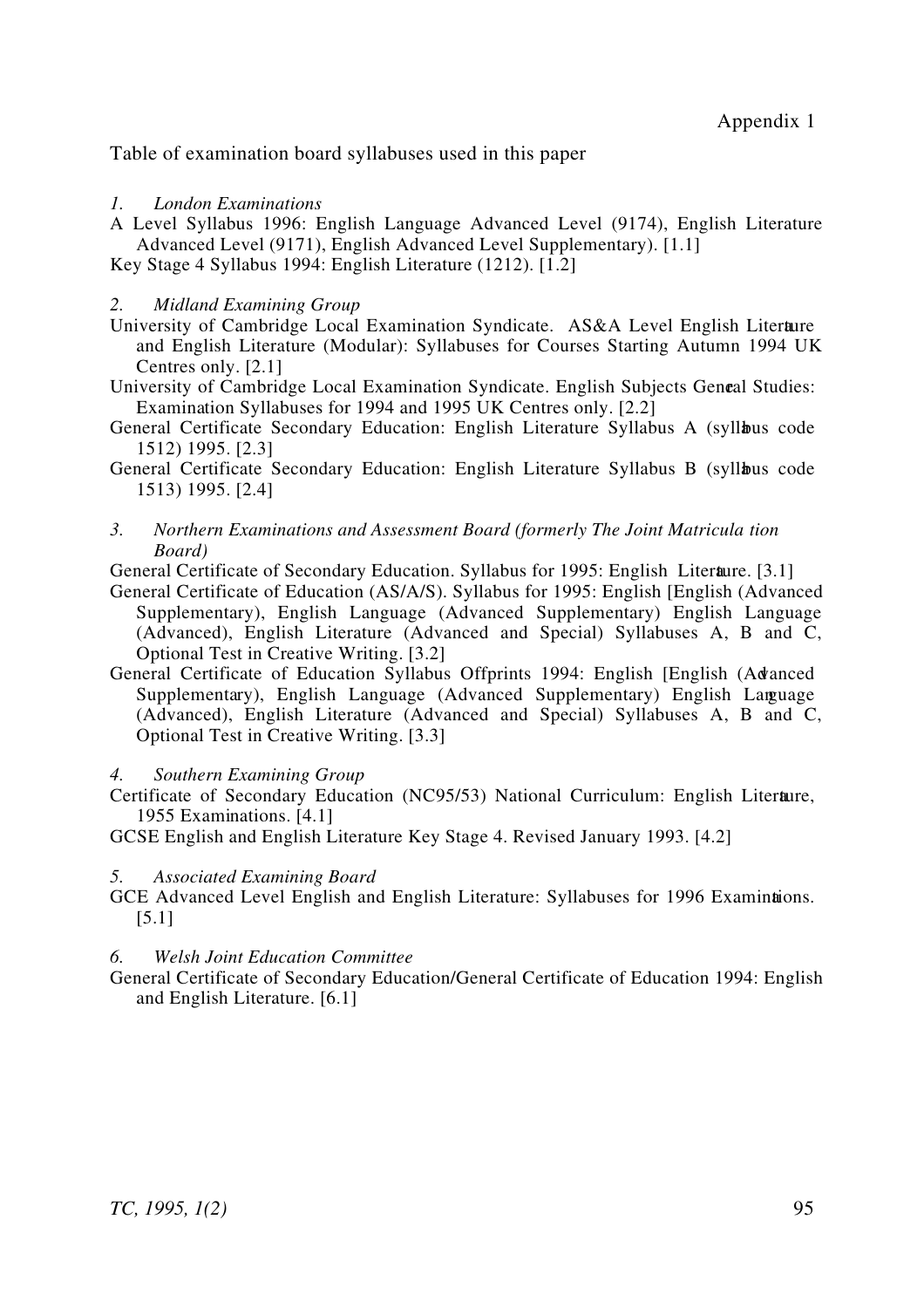Appendix 1

Table of examination board syllabuses used in this paper

1. *London Examinations*

A Level Syllabus 1996: English Language Advanced Level (9174), English Literature Advanced Level (9171), English Advanced Level Supplementary). [1.1]

Key Stage 4 Syllabus 1994: English Literature (1212). [1.2]

2. *Midland Examining Group*

University of Cambridge Local Examination Syndicate. AS&A Level English Literature and English Literature (Modular): Syllabuses for Courses Starting Autumn 1994 UK Centres only. [2.1]

University of Cambridge Local Examination Syndicate. English Subjects General Studies: Examination Syllabuses for 1994 and 1995 UK Centres only. [2.2]

General Certificate Secondary Education: English Literature Syllabus A (syllabus code 1512) 1995. [2.3]

General Certificate Secondary Education: English Literature Syllabus B (syllabus code 1513) 1995. [2.4]

3. *Northern Examinations and Assessment Board (formerly The Joint Matricula tion Board)*

General Certificate of Secondary Education. Syllabus for 1995: English Literature. [3.1]

General Certificate of Education (AS/A/S). Syllabus for 1995: English [English (Advanced Supplementary), English Language (Advanced Supplementary) English Language (Advanced), English Literature (Advanced and Special) Syllabuses A, B and C, Optional Test in Creative Writing. [3.2]

General Certificate of Education Syllabus Offprints 1994: English [English (Advanced Supplementary), English Language (Advanced Supplementary) English Language (Advanced), English Literature (Advanced and Special) Syllabuses A, B and C, Optional Test in Creative Writing. [3.3]

4. *Southern Examining Group*

Certificate of Secondary Education (NC95/53) National Curriculum: English Literature, 1955 Examinations. [4.1]

GCSE English and English Literature Key Stage 4. Revised January 1993. [4.2]

5. *Associated Examining Board*

GCE Advanced Level English and English Literature: Syllabuses for 1996 Examinations. [5.1]

6. *Welsh Joint Education Committee*

General Certificate of Secondary Education/General Certificate of Education 1994: English and English Literature. [6.1]